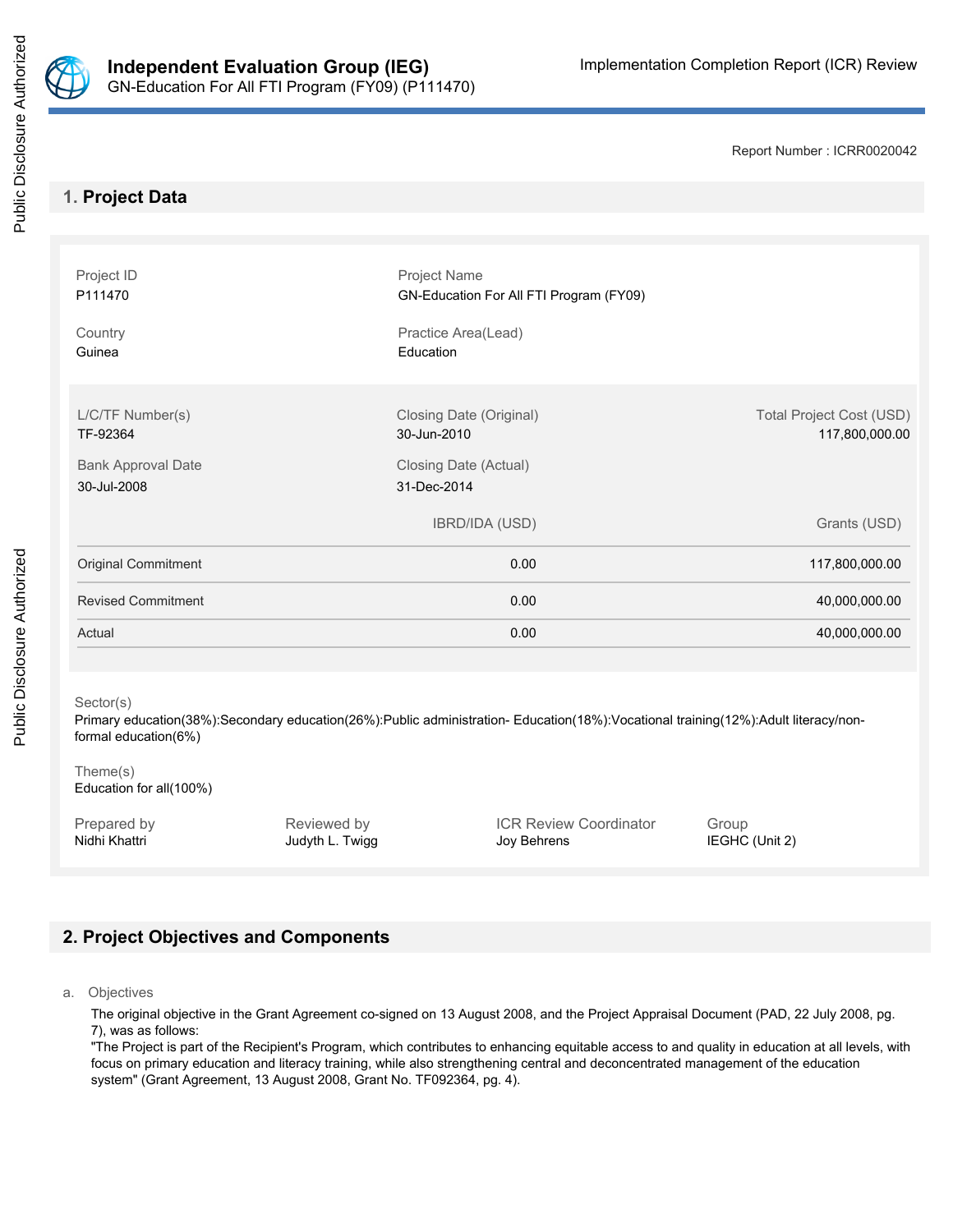# Independent Evaluation Group (IEG)

GN-Education For All FTI Program (FY09) (P111470)

Implementation Completion Report (ICR) Review

Report Number : ICRR0020042

## 1. Project Data

| Project ID | Project Name |
|---|---|
| P111470 | GN-Education For All FTI Program (FY09) |
| **Country** | **Practice Area(Lead)** |
| Guinea | Education |

| L/C/TF Number(s) | Closing Date (Original) | Total Project Cost (USD) |
|---|---|---|
| TF-92364 | 30-Jun-2010 | 117,800,000.00 |
| **Bank Approval Date** | **Closing Date (Actual)** | |
| 30-Jul-2008 | 31-Dec-2014 | |

| | IBRD/IDA (USD) | Grants (USD) |
|---|---|---|
| Original Commitment | 0.00 | 117,800,000.00 |
| Revised Commitment | 0.00 | 40,000,000.00 |
| Actual | 0.00 | 40,000,000.00 |

Sector(s)
Primary education(38%):Secondary education(26%):Public administration- Education(18%):Vocational training(12%):Adult literacy/non-formal education(6%)

Theme(s)
Education for all(100%)

| Prepared by | Reviewed by | ICR Review Coordinator | Group |
|---|---|---|---|
| Nidhi Khattri | Judyth L. Twigg | Joy Behrens | IEGHC (Unit 2) |

## 2. Project Objectives and Components

a. Objectives

The original objective in the Grant Agreement co-signed on 13 August 2008, and the Project Appraisal Document (PAD, 22 July 2008, pg. 7), was as follows:
"The Project is part of the Recipient's Program, which contributes to enhancing equitable access to and quality in education at all levels, with focus on primary education and literacy training, while also strengthening central and deconcentrated management of the education system" (Grant Agreement, 13 August 2008, Grant No. TF092364, pg. 4).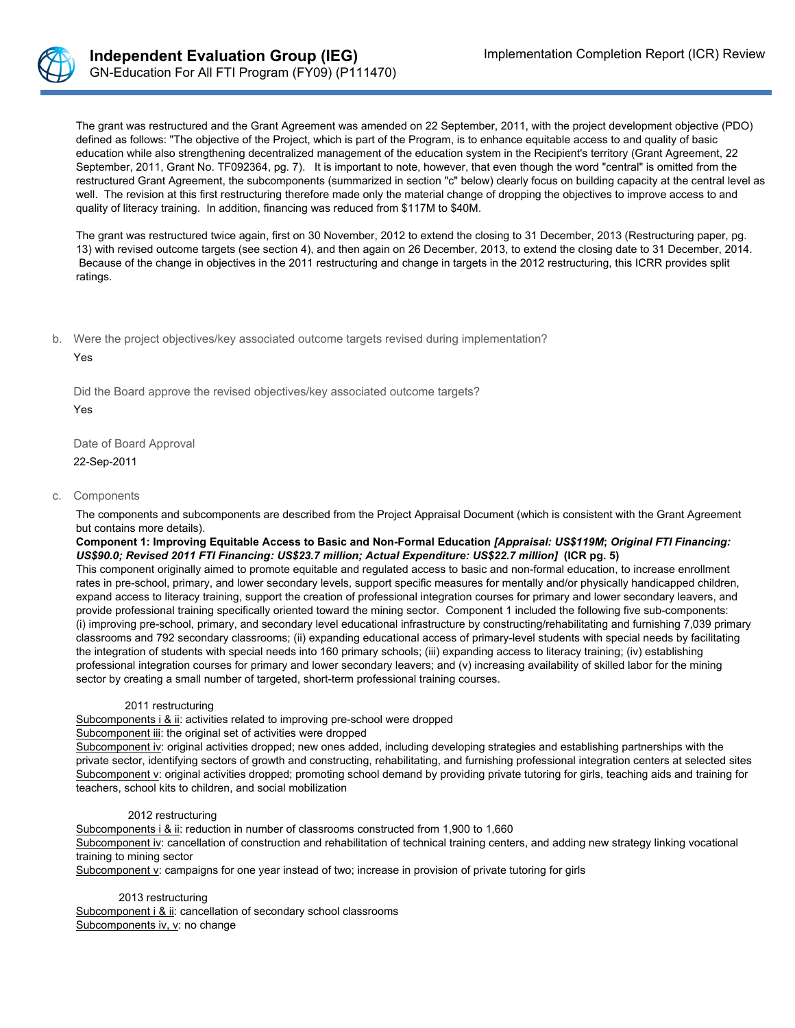The grant was restructured and the Grant Agreement was amended on 22 September, 2011, with the project development objective (PDO) defined as follows: "The objective of the Project, which is part of the Program, is to enhance equitable access to and quality of basic education while also strengthening decentralized management of the education system in the Recipient's territory (Grant Agreement, 22 September, 2011, Grant No. TF092364, pg. 7). It is important to note, however, that even though the word "central" is omitted from the restructured Grant Agreement, the subcomponents (summarized in section "c" below) clearly focus on building capacity at the central level as well. The revision at this first restructuring therefore made only the material change of dropping the objectives to improve access to and quality of literacy training. In addition, financing was reduced from $117M to $40M.

The grant was restructured twice again, first on 30 November, 2012 to extend the closing to 31 December, 2013 (Restructuring paper, pg. 13) with revised outcome targets (see section 4), and then again on 26 December, 2013, to extend the closing date to 31 December, 2014. Because of the change in objectives in the 2011 restructuring and change in targets in the 2012 restructuring, this ICRR provides split ratings.

b. Were the project objectives/key associated outcome targets revised during implementation?

Yes

Did the Board approve the revised objectives/key associated outcome targets?

Yes

Date of Board Approval

22-Sep-2011

c. Components

The components and subcomponents are described from the Project Appraisal Document (which is consistent with the Grant Agreement but contains more details).

**Component 1: Improving Equitable Access to Basic and Non-Formal Education** ***[Appraisal: US$119M; Original FTI Financing: US$90.0; Revised 2011 FTI Financing: US$23.7 million; Actual Expenditure: US$22.7 million]*** **(ICR pg. 5)**

This component originally aimed to promote equitable and regulated access to basic and non-formal education, to increase enrollment rates in pre-school, primary, and lower secondary levels, support specific measures for mentally and/or physically handicapped children, expand access to literacy training, support the creation of professional integration courses for primary and lower secondary leavers, and provide professional training specifically oriented toward the mining sector. Component 1 included the following five sub-components: (i) improving pre-school, primary, and secondary level educational infrastructure by constructing/rehabilitating and furnishing 7,039 primary classrooms and 792 secondary classrooms; (ii) expanding educational access of primary-level students with special needs by facilitating the integration of students with special needs into 160 primary schools; (iii) expanding access to literacy training; (iv) establishing professional integration courses for primary and lower secondary leavers; and (v) increasing availability of skilled labor for the mining sector by creating a small number of targeted, short-term professional training courses.

2011 restructuring

Subcomponents i & ii: activities related to improving pre-school were dropped
Subcomponent iii: the original set of activities were dropped
Subcomponent iv: original activities dropped; new ones added, including developing strategies and establishing partnerships with the private sector, identifying sectors of growth and constructing, rehabilitating, and furnishing professional integration centers at selected sites
Subcomponent v: original activities dropped; promoting school demand by providing private tutoring for girls, teaching aids and training for teachers, school kits to children, and social mobilization

2012 restructuring

Subcomponents i & ii: reduction in number of classrooms constructed from 1,900 to 1,660
Subcomponent iv: cancellation of construction and rehabilitation of technical training centers, and adding new strategy linking vocational training to mining sector
Subcomponent v: campaigns for one year instead of two; increase in provision of private tutoring for girls

2013 restructuring

Subcomponent i & ii: cancellation of secondary school classrooms
Subcomponents iv, v: no change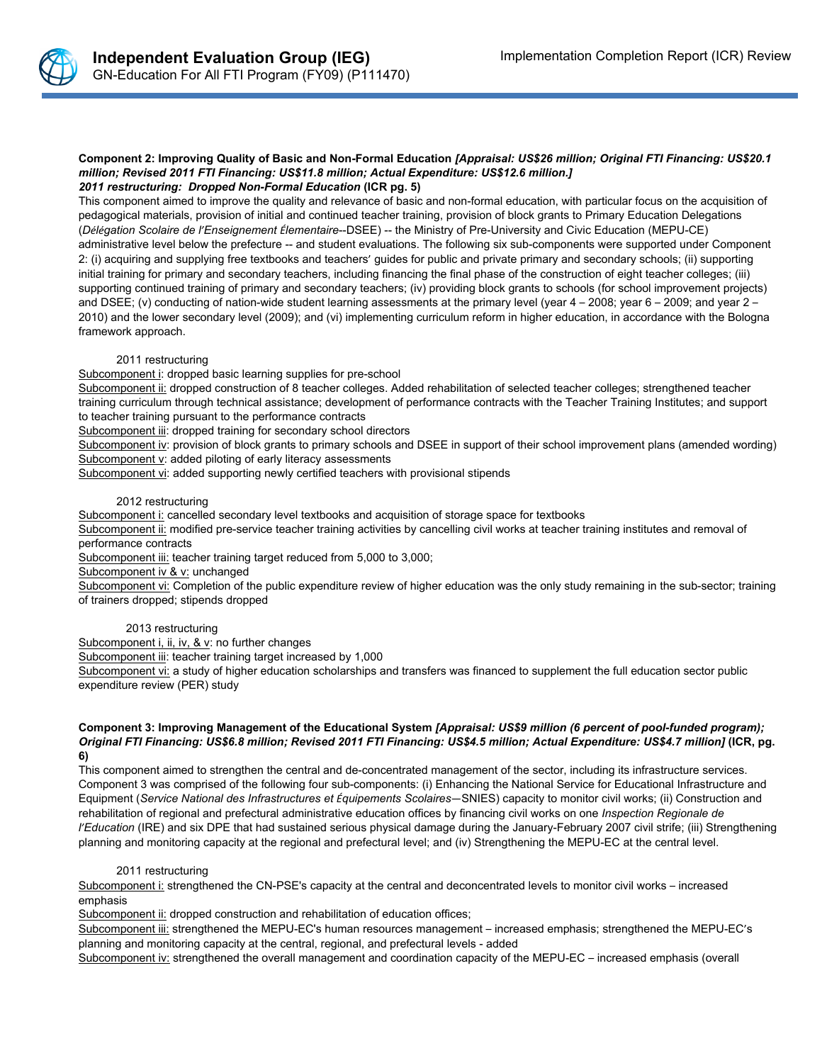**Component 2: Improving Quality of Basic and Non-Formal Education** ***[Appraisal: US$26 million; Original FTI Financing: US$20.1 million; Revised 2011 FTI Financing: US$11.8 million; Actual Expenditure: US$12.6 million.]***
***2011 restructuring: Dropped Non-Formal Education*** **(ICR pg. 5)**

This component aimed to improve the quality and relevance of basic and non-formal education, with particular focus on the acquisition of pedagogical materials, provision of initial and continued teacher training, provision of block grants to Primary Education Delegations (*Délégation Scolaire de l'Enseignement Élementaire*--DSEE) -- the Ministry of Pre-University and Civic Education (MEPU-CE) administrative level below the prefecture -- and student evaluations. The following six sub-components were supported under Component 2: (i) acquiring and supplying free textbooks and teachers' guides for public and private primary and secondary schools; (ii) supporting initial training for primary and secondary teachers, including financing the final phase of the construction of eight teacher colleges; (iii) supporting continued training of primary and secondary teachers; (iv) providing block grants to schools (for school improvement projects) and DSEE; (v) conducting of nation-wide student learning assessments at the primary level (year 4 – 2008; year 6 – 2009; and year 2 – 2010) and the lower secondary level (2009); and (vi) implementing curriculum reform in higher education, in accordance with the Bologna framework approach.

2011 restructuring

Subcomponent i: dropped basic learning supplies for pre-school
Subcomponent ii: dropped construction of 8 teacher colleges. Added rehabilitation of selected teacher colleges; strengthened teacher training curriculum through technical assistance; development of performance contracts with the Teacher Training Institutes; and support to teacher training pursuant to the performance contracts
Subcomponent iii: dropped training for secondary school directors
Subcomponent iv: provision of block grants to primary schools and DSEE in support of their school improvement plans (amended wording)
Subcomponent v: added piloting of early literacy assessments
Subcomponent vi: added supporting newly certified teachers with provisional stipends

2012 restructuring

Subcomponent i: cancelled secondary level textbooks and acquisition of storage space for textbooks
Subcomponent ii: modified pre-service teacher training activities by cancelling civil works at teacher training institutes and removal of performance contracts
Subcomponent iii: teacher training target reduced from 5,000 to 3,000;
Subcomponent iv & v: unchanged
Subcomponent vi: Completion of the public expenditure review of higher education was the only study remaining in the sub-sector; training of trainers dropped; stipends dropped

2013 restructuring

Subcomponent i, ii, iv, & v: no further changes
Subcomponent iii: teacher training target increased by 1,000
Subcomponent vi: a study of higher education scholarships and transfers was financed to supplement the full education sector public expenditure review (PER) study

**Component 3: Improving Management of the Educational System** ***[Appraisal: US$9 million (6 percent of pool-funded program); Original FTI Financing: US$6.8 million; Revised 2011 FTI Financing: US$4.5 million; Actual Expenditure: US$4.7 million]*** **(ICR, pg. 6)**

This component aimed to strengthen the central and de-concentrated management of the sector, including its infrastructure services. Component 3 was comprised of the following four sub-components: (i) Enhancing the National Service for Educational Infrastructure and Equipment (*Service National des Infrastructures et Équipements Scolaires*—SNIES) capacity to monitor civil works; (ii) Construction and rehabilitation of regional and prefectural administrative education offices by financing civil works on one *Inspection Regionale de l'Education* (IRE) and six DPE that had sustained serious physical damage during the January-February 2007 civil strife; (iii) Strengthening planning and monitoring capacity at the regional and prefectural level; and (iv) Strengthening the MEPU-EC at the central level.

2011 restructuring

Subcomponent i: strengthened the CN-PSE's capacity at the central and deconcentrated levels to monitor civil works – increased emphasis
Subcomponent ii: dropped construction and rehabilitation of education offices;
Subcomponent iii: strengthened the MEPU-EC's human resources management – increased emphasis; strengthened the MEPU-EC's planning and monitoring capacity at the central, regional, and prefectural levels - added
Subcomponent iv: strengthened the overall management and coordination capacity of the MEPU-EC – increased emphasis (overall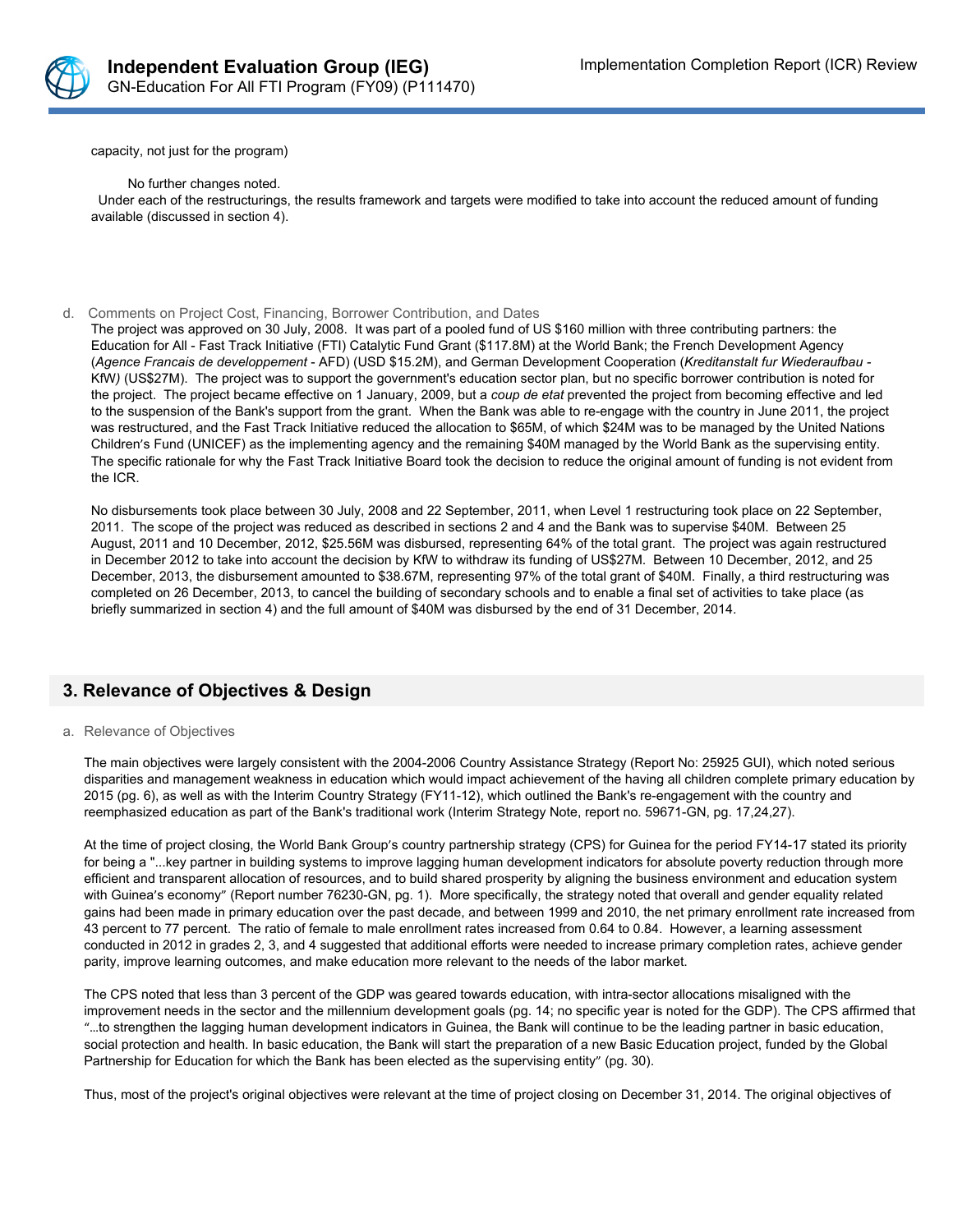capacity, not just for the program)

No further changes noted.

Under each of the restructurings, the results framework and targets were modified to take into account the reduced amount of funding available (discussed in section 4).

d. Comments on Project Cost, Financing, Borrower Contribution, and Dates

The project was approved on 30 July, 2008. It was part of a pooled fund of US $160 million with three contributing partners: the Education for All - Fast Track Initiative (FTI) Catalytic Fund Grant ($117.8M) at the World Bank; the French Development Agency (*Agence Francais de developpement* - AFD) (USD $15.2M), and German Development Cooperation (*Kreditanstalt fur Wiederaufbau* - KfW) (US$27M). The project was to support the government's education sector plan, but no specific borrower contribution is noted for the project. The project became effective on 1 January, 2009, but a *coup de etat* prevented the project from becoming effective and led to the suspension of the Bank's support from the grant. When the Bank was able to re-engage with the country in June 2011, the project was restructured, and the Fast Track Initiative reduced the allocation to $65M, of which $24M was to be managed by the United Nations Children's Fund (UNICEF) as the implementing agency and the remaining $40M managed by the World Bank as the supervising entity. The specific rationale for why the Fast Track Initiative Board took the decision to reduce the original amount of funding is not evident from the ICR.

No disbursements took place between 30 July, 2008 and 22 September, 2011, when Level 1 restructuring took place on 22 September, 2011. The scope of the project was reduced as described in sections 2 and 4 and the Bank was to supervise $40M. Between 25 August, 2011 and 10 December, 2012, $25.56M was disbursed, representing 64% of the total grant. The project was again restructured in December 2012 to take into account the decision by KfW to withdraw its funding of US$27M. Between 10 December, 2012, and 25 December, 2013, the disbursement amounted to $38.67M, representing 97% of the total grant of $40M. Finally, a third restructuring was completed on 26 December, 2013, to cancel the building of secondary schools and to enable a final set of activities to take place (as briefly summarized in section 4) and the full amount of $40M was disbursed by the end of 31 December, 2014.

## 3. Relevance of Objectives & Design

a. Relevance of Objectives

The main objectives were largely consistent with the 2004-2006 Country Assistance Strategy (Report No: 25925 GUI), which noted serious disparities and management weakness in education which would impact achievement of the having all children complete primary education by 2015 (pg. 6), as well as with the Interim Country Strategy (FY11-12), which outlined the Bank's re-engagement with the country and reemphasized education as part of the Bank's traditional work (Interim Strategy Note, report no. 59671-GN, pg. 17,24,27).

At the time of project closing, the World Bank Group's country partnership strategy (CPS) for Guinea for the period FY14-17 stated its priority for being a "...key partner in building systems to improve lagging human development indicators for absolute poverty reduction through more efficient and transparent allocation of resources, and to build shared prosperity by aligning the business environment and education system with Guinea's economy" (Report number 76230-GN, pg. 1). More specifically, the strategy noted that overall and gender equality related gains had been made in primary education over the past decade, and between 1999 and 2010, the net primary enrollment rate increased from 43 percent to 77 percent. The ratio of female to male enrollment rates increased from 0.64 to 0.84. However, a learning assessment conducted in 2012 in grades 2, 3, and 4 suggested that additional efforts were needed to increase primary completion rates, achieve gender parity, improve learning outcomes, and make education more relevant to the needs of the labor market.

The CPS noted that less than 3 percent of the GDP was geared towards education, with intra-sector allocations misaligned with the improvement needs in the sector and the millennium development goals (pg. 14; no specific year is noted for the GDP). The CPS affirmed that "...to strengthen the lagging human development indicators in Guinea, the Bank will continue to be the leading partner in basic education, social protection and health. In basic education, the Bank will start the preparation of a new Basic Education project, funded by the Global Partnership for Education for which the Bank has been elected as the supervising entity" (pg. 30).

Thus, most of the project's original objectives were relevant at the time of project closing on December 31, 2014. The original objectives of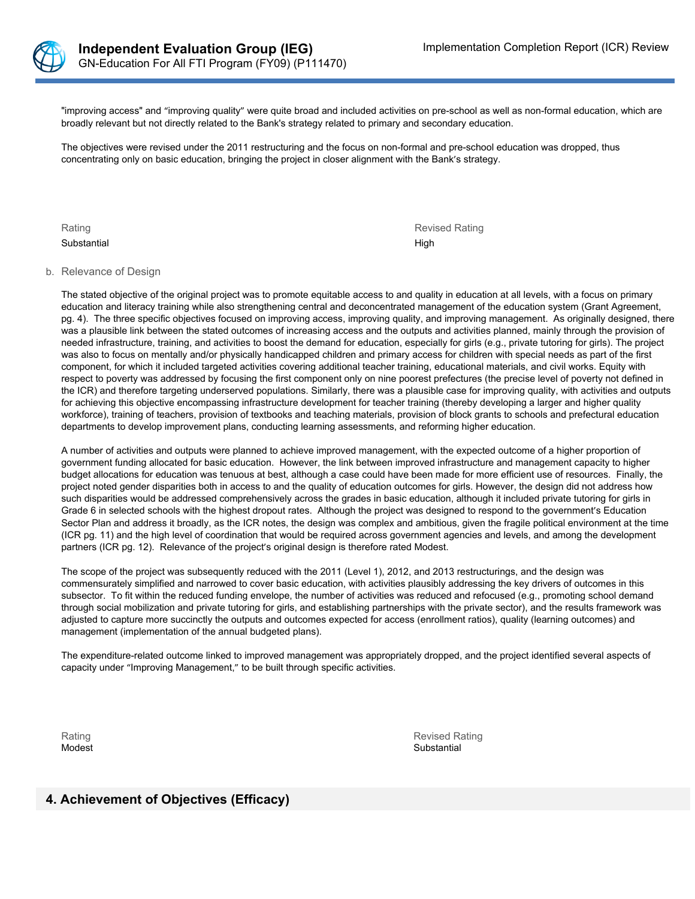"improving access" and "improving quality" were quite broad and included activities on pre-school as well as non-formal education, which are broadly relevant but not directly related to the Bank's strategy related to primary and secondary education.

The objectives were revised under the 2011 restructuring and the focus on non-formal and pre-school education was dropped, thus concentrating only on basic education, bringing the project in closer alignment with the Bank's strategy.

| Rating | Revised Rating |
|---|---|
| Substantial | High |

b. Relevance of Design

The stated objective of the original project was to promote equitable access to and quality in education at all levels, with a focus on primary education and literacy training while also strengthening central and deconcentrated management of the education system (Grant Agreement, pg. 4). The three specific objectives focused on improving access, improving quality, and improving management. As originally designed, there was a plausible link between the stated outcomes of increasing access and the outputs and activities planned, mainly through the provision of needed infrastructure, training, and activities to boost the demand for education, especially for girls (e.g., private tutoring for girls). The project was also to focus on mentally and/or physically handicapped children and primary access for children with special needs as part of the first component, for which it included targeted activities covering additional teacher training, educational materials, and civil works. Equity with respect to poverty was addressed by focusing the first component only on nine poorest prefectures (the precise level of poverty not defined in the ICR) and therefore targeting underserved populations. Similarly, there was a plausible case for improving quality, with activities and outputs for achieving this objective encompassing infrastructure development for teacher training (thereby developing a larger and higher quality workforce), training of teachers, provision of textbooks and teaching materials, provision of block grants to schools and prefectural education departments to develop improvement plans, conducting learning assessments, and reforming higher education.

A number of activities and outputs were planned to achieve improved management, with the expected outcome of a higher proportion of government funding allocated for basic education. However, the link between improved infrastructure and management capacity to higher budget allocations for education was tenuous at best, although a case could have been made for more efficient use of resources. Finally, the project noted gender disparities both in access to and the quality of education outcomes for girls. However, the design did not address how such disparities would be addressed comprehensively across the grades in basic education, although it included private tutoring for girls in Grade 6 in selected schools with the highest dropout rates. Although the project was designed to respond to the government's Education Sector Plan and address it broadly, as the ICR notes, the design was complex and ambitious, given the fragile political environment at the time (ICR pg. 11) and the high level of coordination that would be required across government agencies and levels, and among the development partners (ICR pg. 12). Relevance of the project's original design is therefore rated Modest.

The scope of the project was subsequently reduced with the 2011 (Level 1), 2012, and 2013 restructurings, and the design was commensurately simplified and narrowed to cover basic education, with activities plausibly addressing the key drivers of outcomes in this subsector. To fit within the reduced funding envelope, the number of activities was reduced and refocused (e.g., promoting school demand through social mobilization and private tutoring for girls, and establishing partnerships with the private sector), and the results framework was adjusted to capture more succinctly the outputs and outcomes expected for access (enrollment ratios), quality (learning outcomes) and management (implementation of the annual budgeted plans).

The expenditure-related outcome linked to improved management was appropriately dropped, and the project identified several aspects of capacity under "Improving Management," to be built through specific activities.

| Rating | Revised Rating |
|---|---|
| Modest | Substantial |

## 4. Achievement of Objectives (Efficacy)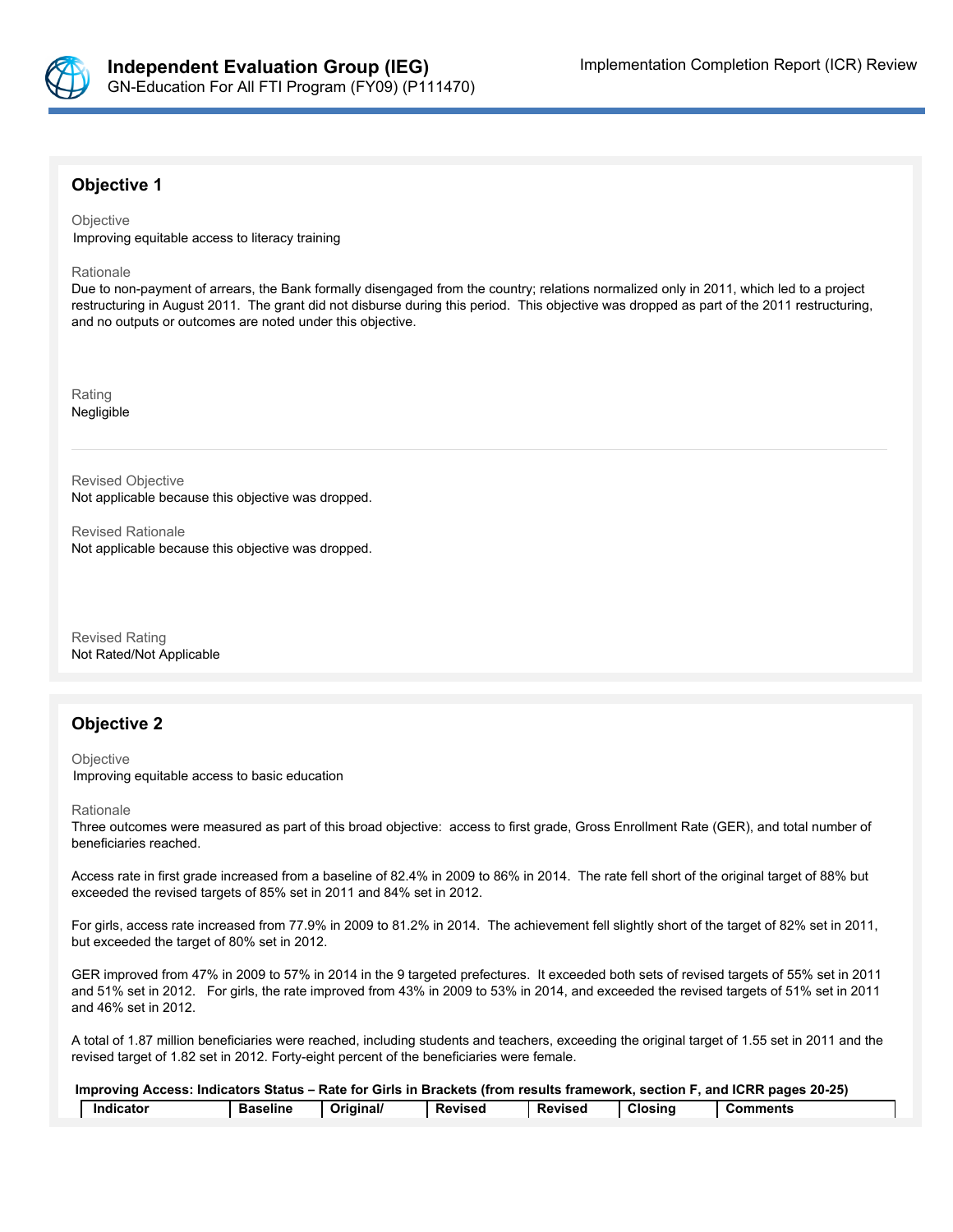## Objective 1

Objective
Improving equitable access to literacy training

Rationale
Due to non-payment of arrears, the Bank formally disengaged from the country; relations normalized only in 2011, which led to a project restructuring in August 2011. The grant did not disburse during this period. This objective was dropped as part of the 2011 restructuring, and no outputs or outcomes are noted under this objective.

Rating
Negligible

Revised Objective
Not applicable because this objective was dropped.

Revised Rationale
Not applicable because this objective was dropped.

Revised Rating
Not Rated/Not Applicable

## Objective 2

Objective
Improving equitable access to basic education

Rationale
Three outcomes were measured as part of this broad objective: access to first grade, Gross Enrollment Rate (GER), and total number of beneficiaries reached.

Access rate in first grade increased from a baseline of 82.4% in 2009 to 86% in 2014. The rate fell short of the original target of 88% but exceeded the revised targets of 85% set in 2011 and 84% set in 2012.

For girls, access rate increased from 77.9% in 2009 to 81.2% in 2014. The achievement fell slightly short of the target of 82% set in 2011, but exceeded the target of 80% set in 2012.

GER improved from 47% in 2009 to 57% in 2014 in the 9 targeted prefectures. It exceeded both sets of revised targets of 55% set in 2011 and 51% set in 2012. For girls, the rate improved from 43% in 2009 to 53% in 2014, and exceeded the revised targets of 51% set in 2011 and 46% set in 2012.

A total of 1.87 million beneficiaries were reached, including students and teachers, exceeding the original target of 1.55 set in 2011 and the revised target of 1.82 set in 2012. Forty-eight percent of the beneficiaries were female.

**Improving Access: Indicators Status – Rate for Girls in Brackets (from results framework, section F, and ICRR pages 20-25)**

| Indicator | Baseline | Original/ | Revised | Revised | Closing | Comments |
|---|---|---|---|---|---|---|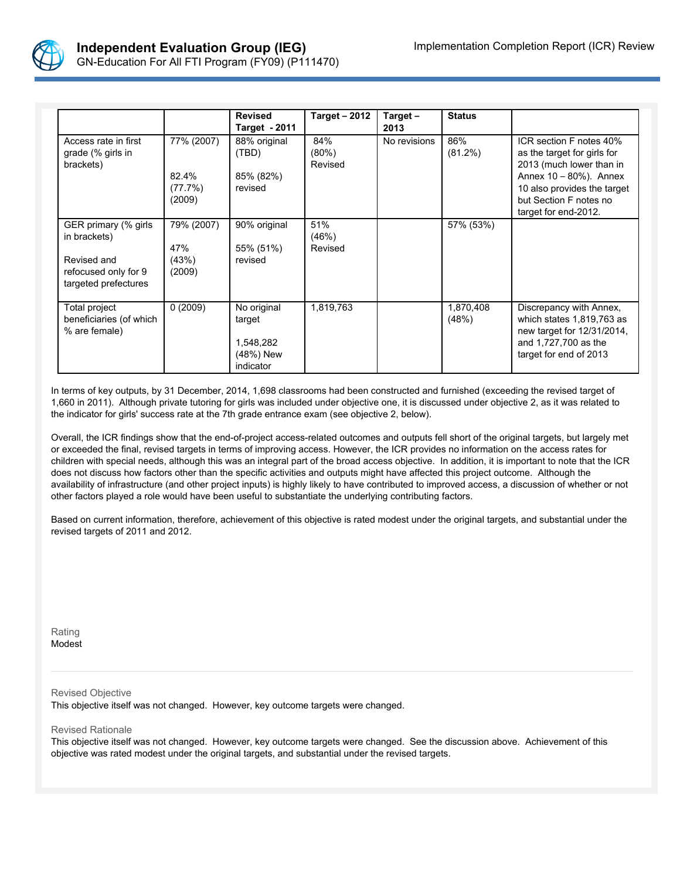| | | Revised Target - 2011 | Target – 2012 | Target – 2013 | Status | |
|---|---|---|---|---|---|---|
| Access rate in first grade (% girls in brackets) | 77% (2007)<br><br>82.4% (77.7%) (2009) | 88% original (TBD)<br><br>85% (82%) revised | 84% (80%) Revised | No revisions | 86% (81.2%) | ICR section F notes 40% as the target for girls for 2013 (much lower than in Annex 10 – 80%). Annex 10 also provides the target but Section F notes no target for end-2012. |
| GER primary (% girls in brackets)<br><br>Revised and refocused only for 9 targeted prefectures | 79% (2007)<br><br>47% (43%) (2009) | 90% original<br><br>55% (51%) revised | 51% (46%) Revised | | 57% (53%) | |
| Total project beneficiaries (of which % are female) | 0 (2009) | No original target<br><br>1,548,282 (48%) New indicator | 1,819,763 | | 1,870,408 (48%) | Discrepancy with Annex, which states 1,819,763 as new target for 12/31/2014, and 1,727,700 as the target for end of 2013 |

In terms of key outputs, by 31 December, 2014, 1,698 classrooms had been constructed and furnished (exceeding the revised target of 1,660 in 2011). Although private tutoring for girls was included under objective one, it is discussed under objective 2, as it was related to the indicator for girls' success rate at the 7th grade entrance exam (see objective 2, below).

Overall, the ICR findings show that the end-of-project access-related outcomes and outputs fell short of the original targets, but largely met or exceeded the final, revised targets in terms of improving access. However, the ICR provides no information on the access rates for children with special needs, although this was an integral part of the broad access objective. In addition, it is important to note that the ICR does not discuss how factors other than the specific activities and outputs might have affected this project outcome. Although the availability of infrastructure (and other project inputs) is highly likely to have contributed to improved access, a discussion of whether or not other factors played a role would have been useful to substantiate the underlying contributing factors.

Based on current information, therefore, achievement of this objective is rated modest under the original targets, and substantial under the revised targets of 2011 and 2012.

Rating

Modest

Revised Objective

This objective itself was not changed. However, key outcome targets were changed.

Revised Rationale

This objective itself was not changed. However, key outcome targets were changed. See the discussion above. Achievement of this objective was rated modest under the original targets, and substantial under the revised targets.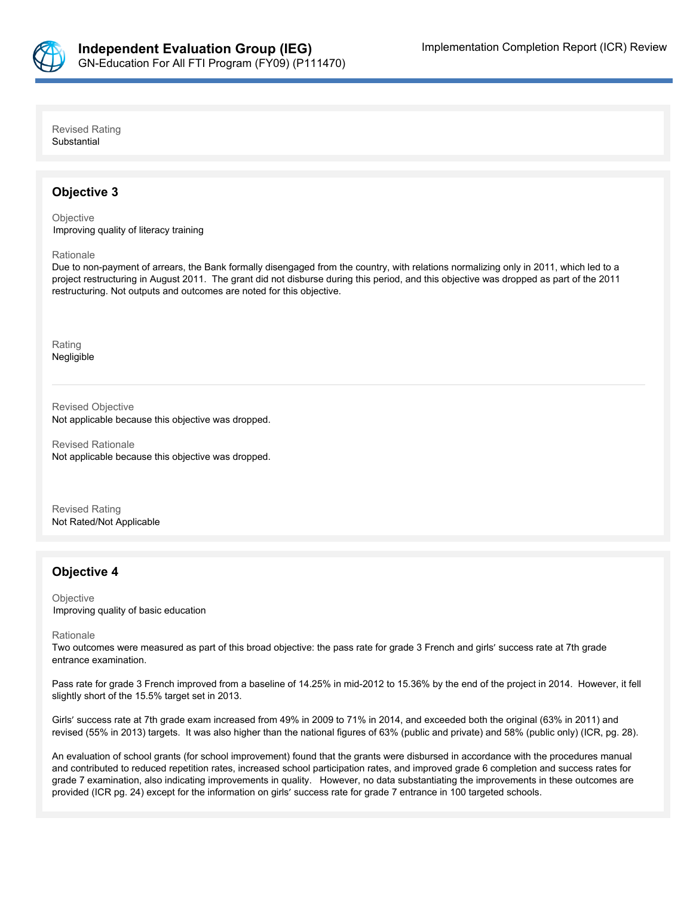Revised Rating
Substantial

### Objective 3

Objective
Improving quality of literacy training

Rationale
Due to non-payment of arrears, the Bank formally disengaged from the country, with relations normalizing only in 2011, which led to a project restructuring in August 2011. The grant did not disburse during this period, and this objective was dropped as part of the 2011 restructuring. Not outputs and outcomes are noted for this objective.

Rating
Negligible

Revised Objective
Not applicable because this objective was dropped.

Revised Rationale
Not applicable because this objective was dropped.

Revised Rating
Not Rated/Not Applicable

### Objective 4

Objective
Improving quality of basic education

Rationale
Two outcomes were measured as part of this broad objective: the pass rate for grade 3 French and girls' success rate at 7th grade entrance examination.

Pass rate for grade 3 French improved from a baseline of 14.25% in mid-2012 to 15.36% by the end of the project in 2014. However, it fell slightly short of the 15.5% target set in 2013.

Girls' success rate at 7th grade exam increased from 49% in 2009 to 71% in 2014, and exceeded both the original (63% in 2011) and revised (55% in 2013) targets. It was also higher than the national figures of 63% (public and private) and 58% (public only) (ICR, pg. 28).

An evaluation of school grants (for school improvement) found that the grants were disbursed in accordance with the procedures manual and contributed to reduced repetition rates, increased school participation rates, and improved grade 6 completion and success rates for grade 7 examination, also indicating improvements in quality. However, no data substantiating the improvements in these outcomes are provided (ICR pg. 24) except for the information on girls' success rate for grade 7 entrance in 100 targeted schools.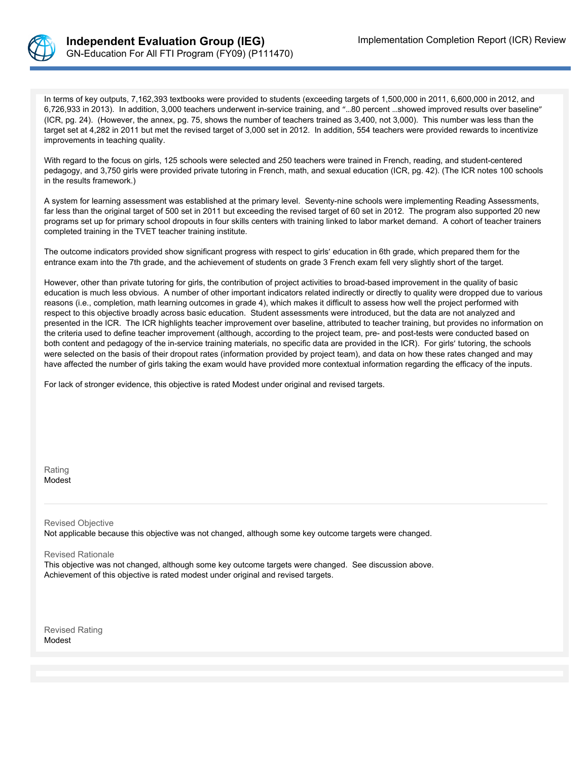In terms of key outputs, 7,162,393 textbooks were provided to students (exceeding targets of 1,500,000 in 2011, 6,600,000 in 2012, and 6,726,933 in 2013). In addition, 3,000 teachers underwent in-service training, and "...80 percent ...showed improved results over baseline" (ICR, pg. 24). (However, the annex, pg. 75, shows the number of teachers trained as 3,400, not 3,000). This number was less than the target set at 4,282 in 2011 but met the revised target of 3,000 set in 2012. In addition, 554 teachers were provided rewards to incentivize improvements in teaching quality.

With regard to the focus on girls, 125 schools were selected and 250 teachers were trained in French, reading, and student-centered pedagogy, and 3,750 girls were provided private tutoring in French, math, and sexual education (ICR, pg. 42). (The ICR notes 100 schools in the results framework.)

A system for learning assessment was established at the primary level. Seventy-nine schools were implementing Reading Assessments, far less than the original target of 500 set in 2011 but exceeding the revised target of 60 set in 2012. The program also supported 20 new programs set up for primary school dropouts in four skills centers with training linked to labor market demand. A cohort of teacher trainers completed training in the TVET teacher training institute.

The outcome indicators provided show significant progress with respect to girls' education in 6th grade, which prepared them for the entrance exam into the 7th grade, and the achievement of students on grade 3 French exam fell very slightly short of the target.

However, other than private tutoring for girls, the contribution of project activities to broad-based improvement in the quality of basic education is much less obvious. A number of other important indicators related indirectly or directly to quality were dropped due to various reasons (i.e., completion, math learning outcomes in grade 4), which makes it difficult to assess how well the project performed with respect to this objective broadly across basic education. Student assessments were introduced, but the data are not analyzed and presented in the ICR. The ICR highlights teacher improvement over baseline, attributed to teacher training, but provides no information on the criteria used to define teacher improvement (although, according to the project team, pre- and post-tests were conducted based on both content and pedagogy of the in-service training materials, no specific data are provided in the ICR). For girls' tutoring, the schools were selected on the basis of their dropout rates (information provided by project team), and data on how these rates changed and may have affected the number of girls taking the exam would have provided more contextual information regarding the efficacy of the inputs.

For lack of stronger evidence, this objective is rated Modest under original and revised targets.

Rating
Modest

Revised Objective
Not applicable because this objective was not changed, although some key outcome targets were changed.

Revised Rationale
This objective was not changed, although some key outcome targets were changed. See discussion above. Achievement of this objective is rated modest under original and revised targets.

Revised Rating
Modest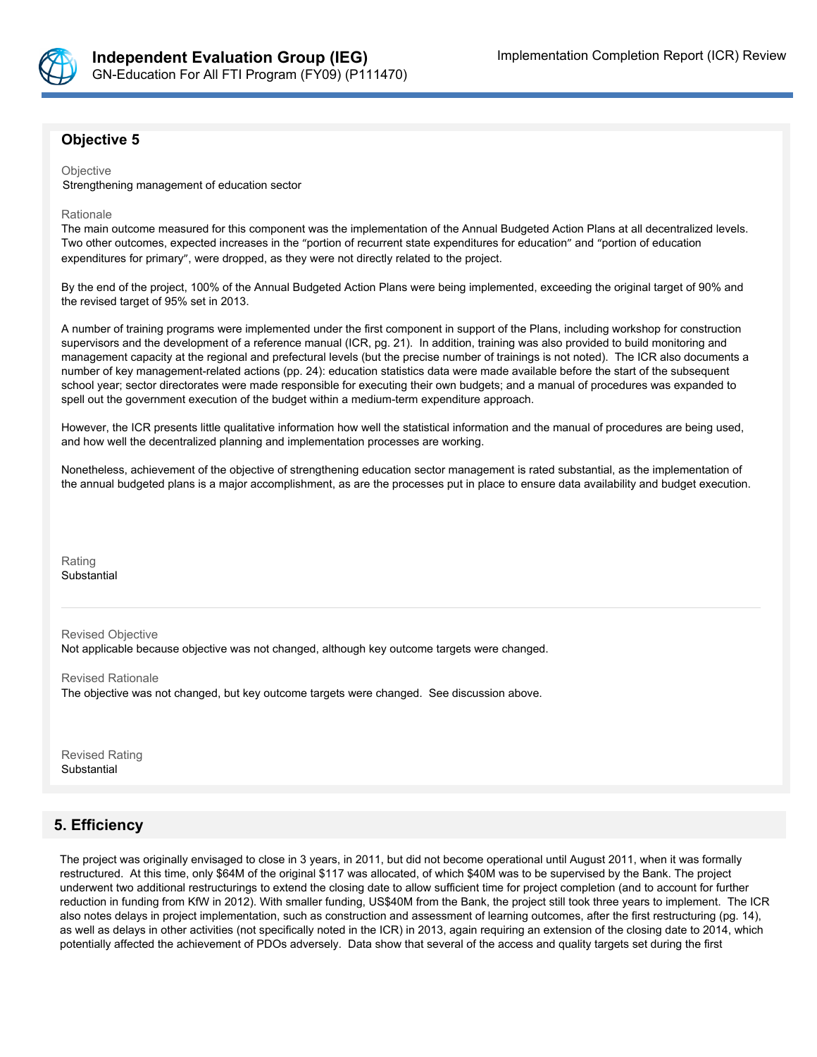## Objective 5

Objective

Strengthening management of education sector

Rationale

The main outcome measured for this component was the implementation of the Annual Budgeted Action Plans at all decentralized levels. Two other outcomes, expected increases in the "portion of recurrent state expenditures for education" and "portion of education expenditures for primary", were dropped, as they were not directly related to the project.

By the end of the project, 100% of the Annual Budgeted Action Plans were being implemented, exceeding the original target of 90% and the revised target of 95% set in 2013.

A number of training programs were implemented under the first component in support of the Plans, including workshop for construction supervisors and the development of a reference manual (ICR, pg. 21). In addition, training was also provided to build monitoring and management capacity at the regional and prefectural levels (but the precise number of trainings is not noted). The ICR also documents a number of key management-related actions (pp. 24): education statistics data were made available before the start of the subsequent school year; sector directorates were made responsible for executing their own budgets; and a manual of procedures was expanded to spell out the government execution of the budget within a medium-term expenditure approach.

However, the ICR presents little qualitative information how well the statistical information and the manual of procedures are being used, and how well the decentralized planning and implementation processes are working.

Nonetheless, achievement of the objective of strengthening education sector management is rated substantial, as the implementation of the annual budgeted plans is a major accomplishment, as are the processes put in place to ensure data availability and budget execution.

Rating

Substantial

Revised Objective

Not applicable because objective was not changed, although key outcome targets were changed.

Revised Rationale

The objective was not changed, but key outcome targets were changed. See discussion above.

Revised Rating

Substantial

## 5. Efficiency

The project was originally envisaged to close in 3 years, in 2011, but did not become operational until August 2011, when it was formally restructured. At this time, only $64M of the original $117 was allocated, of which $40M was to be supervised by the Bank. The project underwent two additional restructurings to extend the closing date to allow sufficient time for project completion (and to account for further reduction in funding from KfW in 2012). With smaller funding, US$40M from the Bank, the project still took three years to implement. The ICR also notes delays in project implementation, such as construction and assessment of learning outcomes, after the first restructuring (pg. 14), as well as delays in other activities (not specifically noted in the ICR) in 2013, again requiring an extension of the closing date to 2014, which potentially affected the achievement of PDOs adversely. Data show that several of the access and quality targets set during the first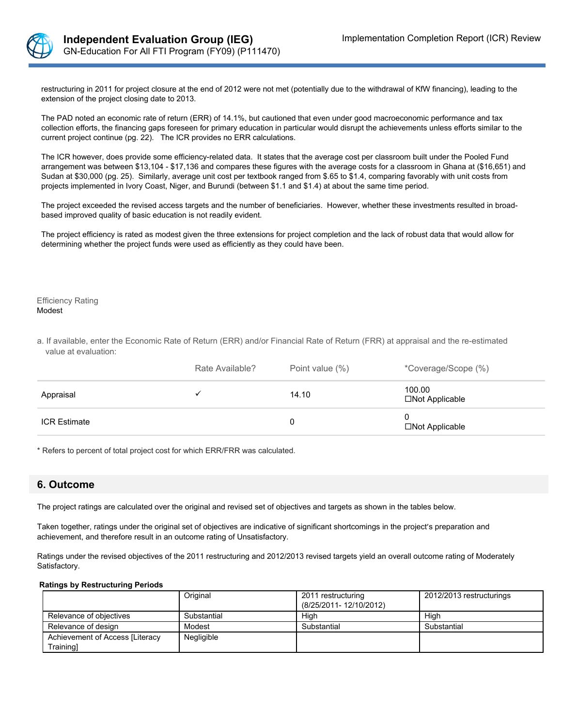restructuring in 2011 for project closure at the end of 2012 were not met (potentially due to the withdrawal of KfW financing), leading to the extension of the project closing date to 2013.

The PAD noted an economic rate of return (ERR) of 14.1%, but cautioned that even under good macroeconomic performance and tax collection efforts, the financing gaps foreseen for primary education in particular would disrupt the achievements unless efforts similar to the current project continue (pg. 22). The ICR provides no ERR calculations.

The ICR however, does provide some efficiency-related data. It states that the average cost per classroom built under the Pooled Fund arrangement was between $13,104 - $17,136 and compares these figures with the average costs for a classroom in Ghana at ($16,651) and Sudan at $30,000 (pg. 25). Similarly, average unit cost per textbook ranged from $.65 to $1.4, comparing favorably with unit costs from projects implemented in Ivory Coast, Niger, and Burundi (between $1.1 and $1.4) at about the same time period.

The project exceeded the revised access targets and the number of beneficiaries. However, whether these investments resulted in broad-based improved quality of basic education is not readily evident.

The project efficiency is rated as modest given the three extensions for project completion and the lack of robust data that would allow for determining whether the project funds were used as efficiently as they could have been.

Efficiency Rating
Modest

a. If available, enter the Economic Rate of Return (ERR) and/or Financial Rate of Return (FRR) at appraisal and the re-estimated value at evaluation:

| | Rate Available? | Point value (%) | *Coverage/Scope (%) |
|---|---|---|---|
| Appraisal | ✓ | 14.10 | 100.00<br>☐Not Applicable |
| ICR Estimate | | 0 | 0<br>☐Not Applicable |

* Refers to percent of total project cost for which ERR/FRR was calculated.

## 6. Outcome

The project ratings are calculated over the original and revised set of objectives and targets as shown in the tables below.

Taken together, ratings under the original set of objectives are indicative of significant shortcomings in the project's preparation and achievement, and therefore result in an outcome rating of Unsatisfactory.

Ratings under the revised objectives of the 2011 restructuring and 2012/2013 revised targets yield an overall outcome rating of Moderately Satisfactory.

**Ratings by Restructuring Periods**

| | Original | 2011 restructuring (8/25/2011- 12/10/2012) | 2012/2013 restructurings |
|---|---|---|---|
| Relevance of objectives | Substantial | High | High |
| Relevance of design | Modest | Substantial | Substantial |
| Achievement of Access [Literacy Training] | Negligible | | |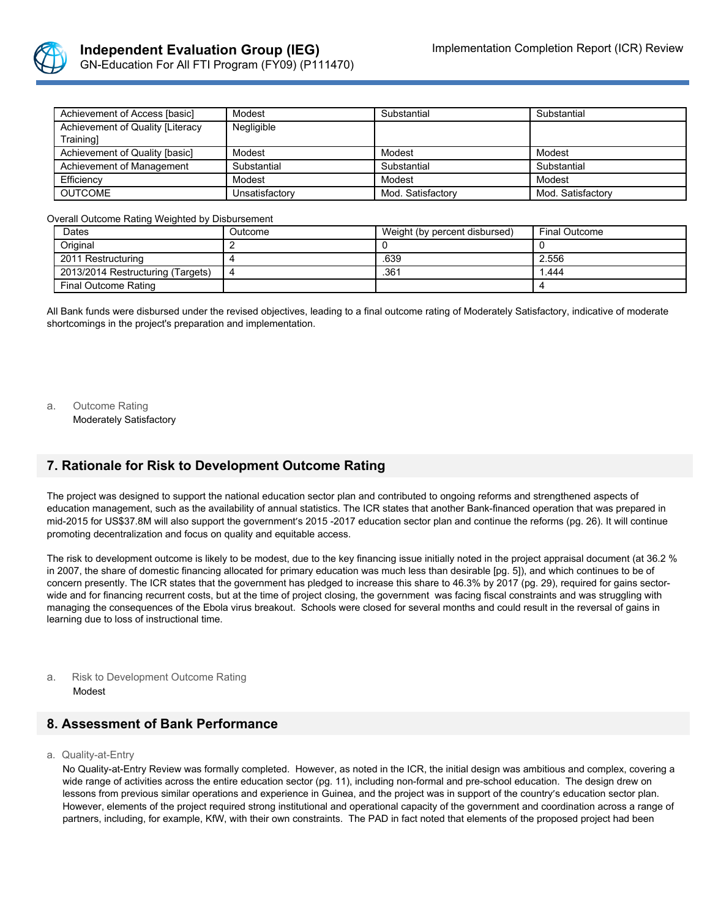| Achievement of Access [basic] | Modest | Substantial | Substantial |
|---|---|---|---|
| Achievement of Quality [Literacy Training] | Negligible | | |
| Achievement of Quality [basic] | Modest | Modest | Modest |
| Achievement of Management | Substantial | Substantial | Substantial |
| Efficiency | Modest | Modest | Modest |
| OUTCOME | Unsatisfactory | Mod. Satisfactory | Mod. Satisfactory |

Overall Outcome Rating Weighted by Disbursement

| Dates | Outcome | Weight (by percent disbursed) | Final Outcome |
|---|---|---|---|
| Original | 2 | 0 | 0 |
| 2011 Restructuring | 4 | .639 | 2.556 |
| 2013/2014 Restructuring (Targets) | 4 | .361 | 1.444 |
| Final Outcome Rating | | | 4 |

All Bank funds were disbursed under the revised objectives, leading to a final outcome rating of Moderately Satisfactory, indicative of moderate shortcomings in the project's preparation and implementation.

a. Outcome Rating
Moderately Satisfactory

## 7. Rationale for Risk to Development Outcome Rating

The project was designed to support the national education sector plan and contributed to ongoing reforms and strengthened aspects of education management, such as the availability of annual statistics. The ICR states that another Bank-financed operation that was prepared in mid-2015 for US$37.8M will also support the government's 2015 -2017 education sector plan and continue the reforms (pg. 26). It will continue promoting decentralization and focus on quality and equitable access.

The risk to development outcome is likely to be modest, due to the key financing issue initially noted in the project appraisal document (at 36.2 % in 2007, the share of domestic financing allocated for primary education was much less than desirable [pg. 5]), and which continues to be of concern presently. The ICR states that the government has pledged to increase this share to 46.3% by 2017 (pg. 29), required for gains sector-wide and for financing recurrent costs, but at the time of project closing, the government was facing fiscal constraints and was struggling with managing the consequences of the Ebola virus breakout. Schools were closed for several months and could result in the reversal of gains in learning due to loss of instructional time.

a. Risk to Development Outcome Rating
Modest

## 8. Assessment of Bank Performance

a. Quality-at-Entry

No Quality-at-Entry Review was formally completed. However, as noted in the ICR, the initial design was ambitious and complex, covering a wide range of activities across the entire education sector (pg. 11), including non-formal and pre-school education. The design drew on lessons from previous similar operations and experience in Guinea, and the project was in support of the country's education sector plan. However, elements of the project required strong institutional and operational capacity of the government and coordination across a range of partners, including, for example, KfW, with their own constraints. The PAD in fact noted that elements of the proposed project had been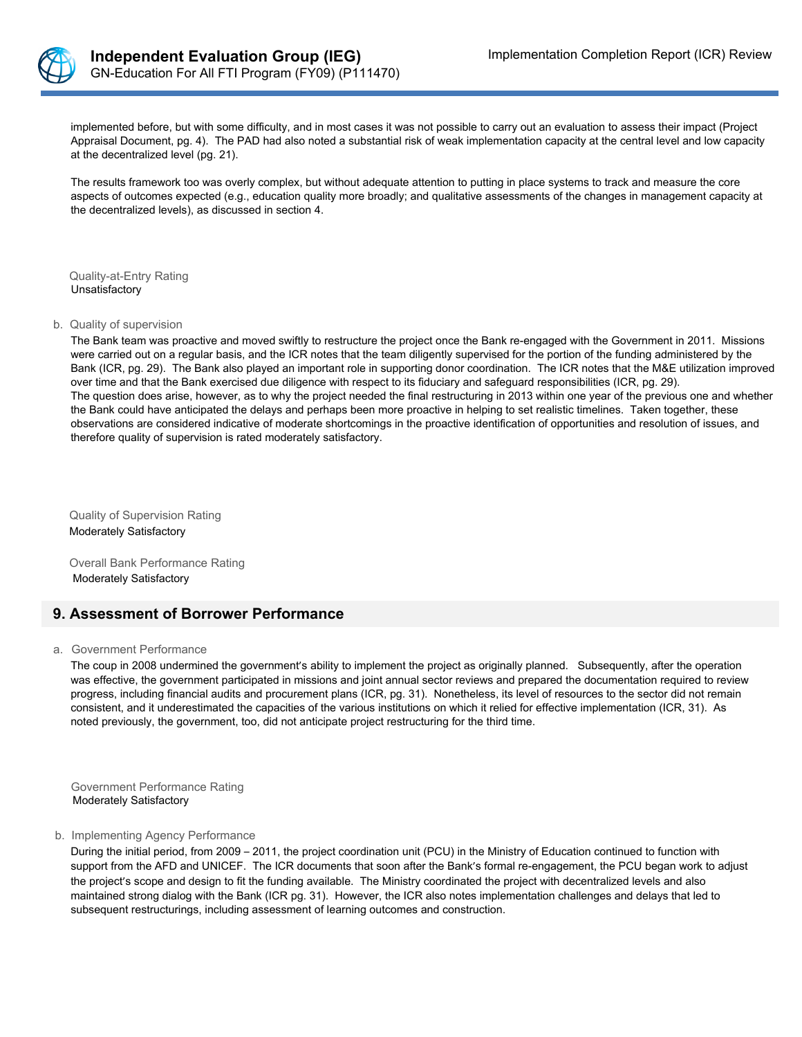implemented before, but with some difficulty, and in most cases it was not possible to carry out an evaluation to assess their impact (Project Appraisal Document, pg. 4). The PAD had also noted a substantial risk of weak implementation capacity at the central level and low capacity at the decentralized level (pg. 21).

The results framework too was overly complex, but without adequate attention to putting in place systems to track and measure the core aspects of outcomes expected (e.g., education quality more broadly; and qualitative assessments of the changes in management capacity at the decentralized levels), as discussed in section 4.

Quality-at-Entry Rating
Unsatisfactory

b. Quality of supervision

The Bank team was proactive and moved swiftly to restructure the project once the Bank re-engaged with the Government in 2011. Missions were carried out on a regular basis, and the ICR notes that the team diligently supervised for the portion of the funding administered by the Bank (ICR, pg. 29). The Bank also played an important role in supporting donor coordination. The ICR notes that the M&E utilization improved over time and that the Bank exercised due diligence with respect to its fiduciary and safeguard responsibilities (ICR, pg. 29).
The question does arise, however, as to why the project needed the final restructuring in 2013 within one year of the previous one and whether the Bank could have anticipated the delays and perhaps been more proactive in helping to set realistic timelines. Taken together, these observations are considered indicative of moderate shortcomings in the proactive identification of opportunities and resolution of issues, and therefore quality of supervision is rated moderately satisfactory.

Quality of Supervision Rating
Moderately Satisfactory

Overall Bank Performance Rating
Moderately Satisfactory

## 9. Assessment of Borrower Performance

a. Government Performance

The coup in 2008 undermined the government's ability to implement the project as originally planned. Subsequently, after the operation was effective, the government participated in missions and joint annual sector reviews and prepared the documentation required to review progress, including financial audits and procurement plans (ICR, pg. 31). Nonetheless, its level of resources to the sector did not remain consistent, and it underestimated the capacities of the various institutions on which it relied for effective implementation (ICR, 31). As noted previously, the government, too, did not anticipate project restructuring for the third time.

Government Performance Rating
Moderately Satisfactory

b. Implementing Agency Performance

During the initial period, from 2009 – 2011, the project coordination unit (PCU) in the Ministry of Education continued to function with support from the AFD and UNICEF. The ICR documents that soon after the Bank's formal re-engagement, the PCU began work to adjust the project's scope and design to fit the funding available. The Ministry coordinated the project with decentralized levels and also maintained strong dialog with the Bank (ICR pg. 31). However, the ICR also notes implementation challenges and delays that led to subsequent restructurings, including assessment of learning outcomes and construction.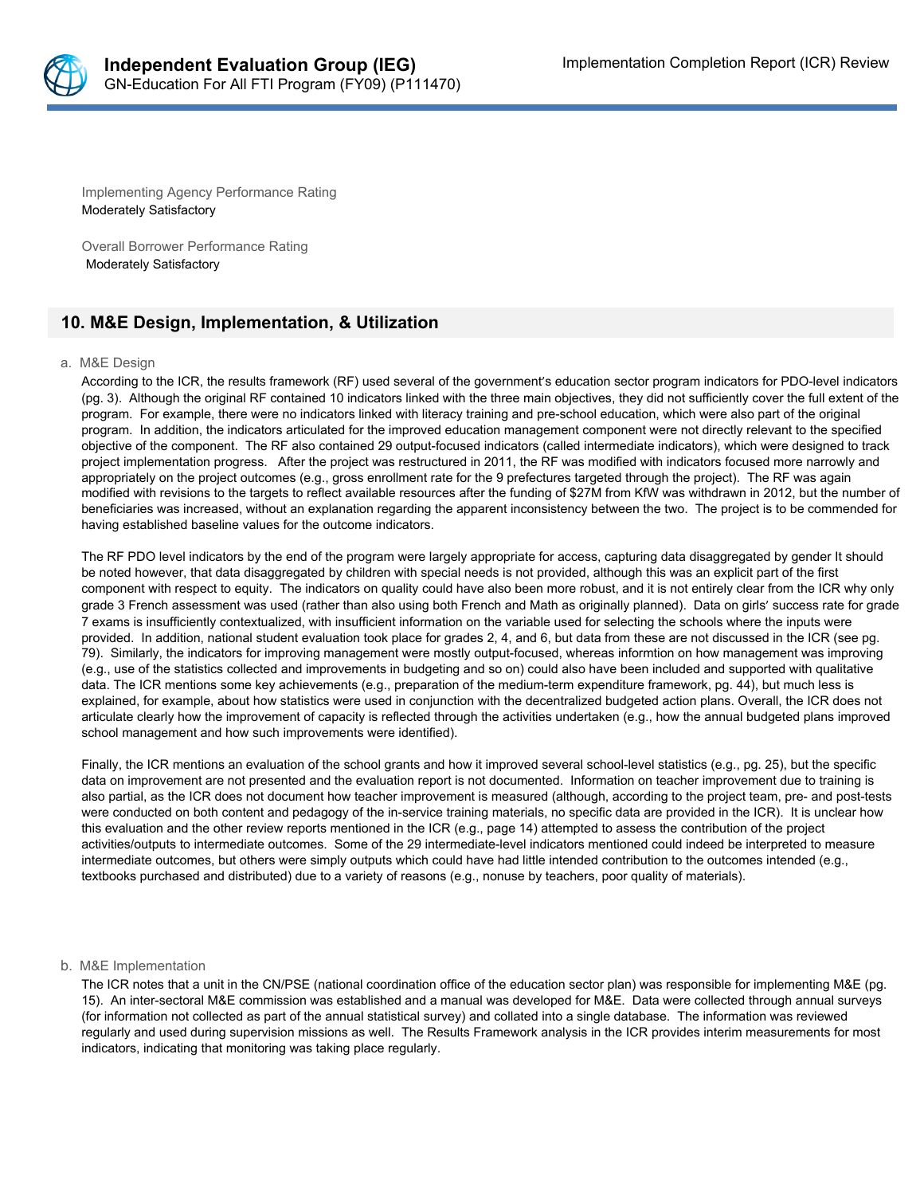Implementing Agency Performance Rating
Moderately Satisfactory

Overall Borrower Performance Rating
Moderately Satisfactory

## 10. M&E Design, Implementation, & Utilization

a. M&E Design

According to the ICR, the results framework (RF) used several of the government's education sector program indicators for PDO-level indicators (pg. 3). Although the original RF contained 10 indicators linked with the three main objectives, they did not sufficiently cover the full extent of the program. For example, there were no indicators linked with literacy training and pre-school education, which were also part of the original program. In addition, the indicators articulated for the improved education management component were not directly relevant to the specified objective of the component. The RF also contained 29 output-focused indicators (called intermediate indicators), which were designed to track project implementation progress. After the project was restructured in 2011, the RF was modified with indicators focused more narrowly and appropriately on the project outcomes (e.g., gross enrollment rate for the 9 prefectures targeted through the project). The RF was again modified with revisions to the targets to reflect available resources after the funding of $27M from KfW was withdrawn in 2012, but the number of beneficiaries was increased, without an explanation regarding the apparent inconsistency between the two. The project is to be commended for having established baseline values for the outcome indicators.

The RF PDO level indicators by the end of the program were largely appropriate for access, capturing data disaggregated by gender It should be noted however, that data disaggregated by children with special needs is not provided, although this was an explicit part of the first component with respect to equity. The indicators on quality could have also been more robust, and it is not entirely clear from the ICR why only grade 3 French assessment was used (rather than also using both French and Math as originally planned). Data on girls' success rate for grade 7 exams is insufficiently contextualized, with insufficient information on the variable used for selecting the schools where the inputs were provided. In addition, national student evaluation took place for grades 2, 4, and 6, but data from these are not discussed in the ICR (see pg. 79). Similarly, the indicators for improving management were mostly output-focused, whereas informtion on how management was improving (e.g., use of the statistics collected and improvements in budgeting and so on) could also have been included and supported with qualitative data. The ICR mentions some key achievements (e.g., preparation of the medium-term expenditure framework, pg. 44), but much less is explained, for example, about how statistics were used in conjunction with the decentralized budgeted action plans. Overall, the ICR does not articulate clearly how the improvement of capacity is reflected through the activities undertaken (e.g., how the annual budgeted plans improved school management and how such improvements were identified).

Finally, the ICR mentions an evaluation of the school grants and how it improved several school-level statistics (e.g., pg. 25), but the specific data on improvement are not presented and the evaluation report is not documented. Information on teacher improvement due to training is also partial, as the ICR does not document how teacher improvement is measured (although, according to the project team, pre- and post-tests were conducted on both content and pedagogy of the in-service training materials, no specific data are provided in the ICR). It is unclear how this evaluation and the other review reports mentioned in the ICR (e.g., page 14) attempted to assess the contribution of the project activities/outputs to intermediate outcomes. Some of the 29 intermediate-level indicators mentioned could indeed be interpreted to measure intermediate outcomes, but others were simply outputs which could have had little intended contribution to the outcomes intended (e.g., textbooks purchased and distributed) due to a variety of reasons (e.g., nonuse by teachers, poor quality of materials).

b. M&E Implementation

The ICR notes that a unit in the CN/PSE (national coordination office of the education sector plan) was responsible for implementing M&E (pg. 15). An inter-sectoral M&E commission was established and a manual was developed for M&E. Data were collected through annual surveys (for information not collected as part of the annual statistical survey) and collated into a single database. The information was reviewed regularly and used during supervision missions as well. The Results Framework analysis in the ICR provides interim measurements for most indicators, indicating that monitoring was taking place regularly.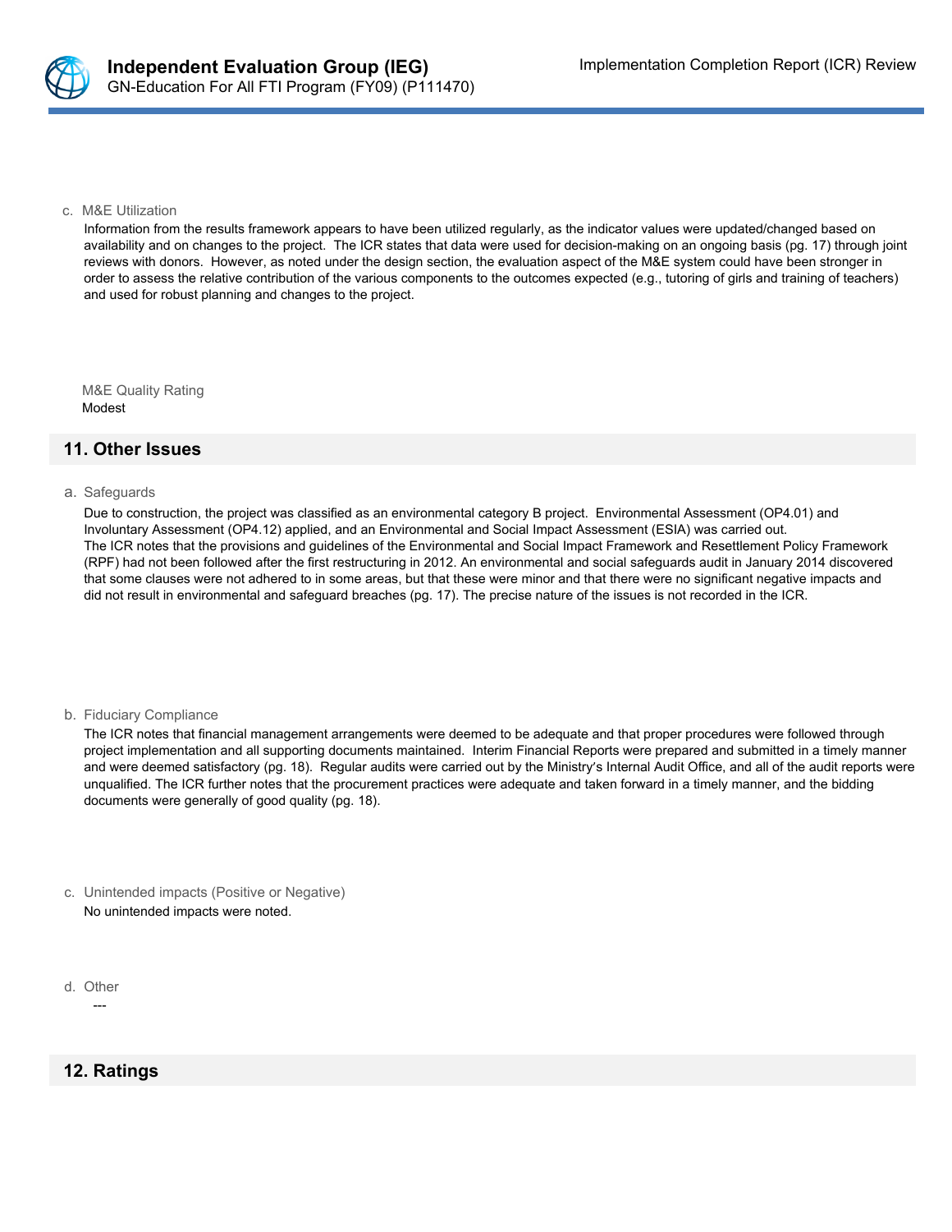c. M&E Utilization

Information from the results framework appears to have been utilized regularly, as the indicator values were updated/changed based on availability and on changes to the project. The ICR states that data were used for decision-making on an ongoing basis (pg. 17) through joint reviews with donors. However, as noted under the design section, the evaluation aspect of the M&E system could have been stronger in order to assess the relative contribution of the various components to the outcomes expected (e.g., tutoring of girls and training of teachers) and used for robust planning and changes to the project.

M&E Quality Rating

Modest

## 11. Other Issues

a. Safeguards

Due to construction, the project was classified as an environmental category B project. Environmental Assessment (OP4.01) and Involuntary Assessment (OP4.12) applied, and an Environmental and Social Impact Assessment (ESIA) was carried out. The ICR notes that the provisions and guidelines of the Environmental and Social Impact Framework and Resettlement Policy Framework (RPF) had not been followed after the first restructuring in 2012. An environmental and social safeguards audit in January 2014 discovered that some clauses were not adhered to in some areas, but that these were minor and that there were no significant negative impacts and did not result in environmental and safeguard breaches (pg. 17). The precise nature of the issues is not recorded in the ICR.

b. Fiduciary Compliance

The ICR notes that financial management arrangements were deemed to be adequate and that proper procedures were followed through project implementation and all supporting documents maintained. Interim Financial Reports were prepared and submitted in a timely manner and were deemed satisfactory (pg. 18). Regular audits were carried out by the Ministry's Internal Audit Office, and all of the audit reports were unqualified. The ICR further notes that the procurement practices were adequate and taken forward in a timely manner, and the bidding documents were generally of good quality (pg. 18).

c. Unintended impacts (Positive or Negative)

No unintended impacts were noted.

d. Other

---

## 12. Ratings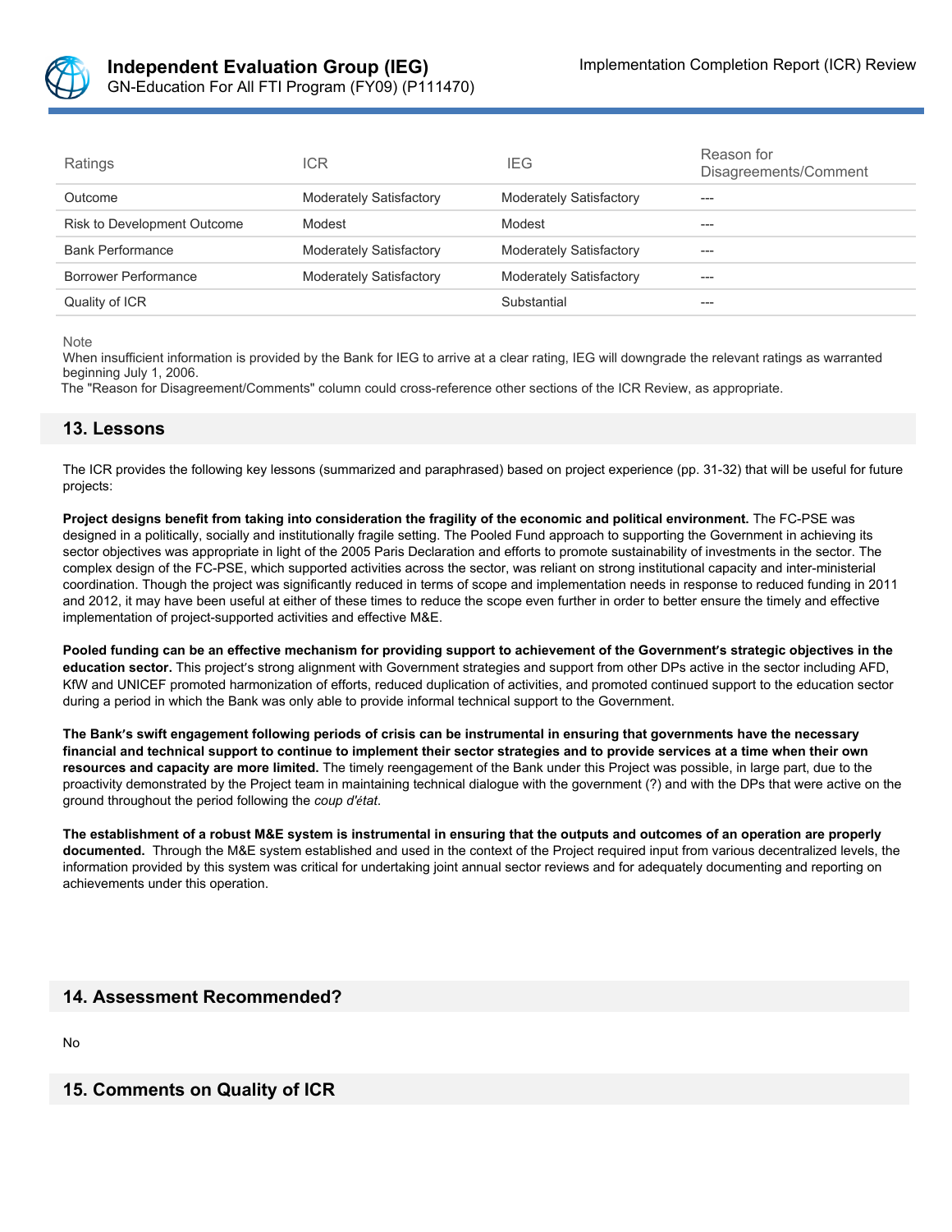| Ratings | ICR | IEG | Reason for Disagreements/Comment |
|---|---|---|---|
| Outcome | Moderately Satisfactory | Moderately Satisfactory | --- |
| Risk to Development Outcome | Modest | Modest | --- |
| Bank Performance | Moderately Satisfactory | Moderately Satisfactory | --- |
| Borrower Performance | Moderately Satisfactory | Moderately Satisfactory | --- |
| Quality of ICR | | Substantial | --- |

Note
When insufficient information is provided by the Bank for IEG to arrive at a clear rating, IEG will downgrade the relevant ratings as warranted beginning July 1, 2006.
The "Reason for Disagreement/Comments" column could cross-reference other sections of the ICR Review, as appropriate.

## 13. Lessons

The ICR provides the following key lessons (summarized and paraphrased) based on project experience (pp. 31-32) that will be useful for future projects:

**Project designs benefit from taking into consideration the fragility of the economic and political environment.** The FC-PSE was designed in a politically, socially and institutionally fragile setting. The Pooled Fund approach to supporting the Government in achieving its sector objectives was appropriate in light of the 2005 Paris Declaration and efforts to promote sustainability of investments in the sector. The complex design of the FC-PSE, which supported activities across the sector, was reliant on strong institutional capacity and inter-ministerial coordination. Though the project was significantly reduced in terms of scope and implementation needs in response to reduced funding in 2011 and 2012, it may have been useful at either of these times to reduce the scope even further in order to better ensure the timely and effective implementation of project-supported activities and effective M&E.

**Pooled funding can be an effective mechanism for providing support to achievement of the Government's strategic objectives in the education sector.** This project's strong alignment with Government strategies and support from other DPs active in the sector including AFD, KfW and UNICEF promoted harmonization of efforts, reduced duplication of activities, and promoted continued support to the education sector during a period in which the Bank was only able to provide informal technical support to the Government.

**The Bank's swift engagement following periods of crisis can be instrumental in ensuring that governments have the necessary financial and technical support to continue to implement their sector strategies and to provide services at a time when their own resources and capacity are more limited.** The timely reengagement of the Bank under this Project was possible, in large part, due to the proactivity demonstrated by the Project team in maintaining technical dialogue with the government (?) and with the DPs that were active on the ground throughout the period following the *coup d'état*.

**The establishment of a robust M&E system is instrumental in ensuring that the outputs and outcomes of an operation are properly documented.** Through the M&E system established and used in the context of the Project required input from various decentralized levels, the information provided by this system was critical for undertaking joint annual sector reviews and for adequately documenting and reporting on achievements under this operation.

## 14. Assessment Recommended?

No

## 15. Comments on Quality of ICR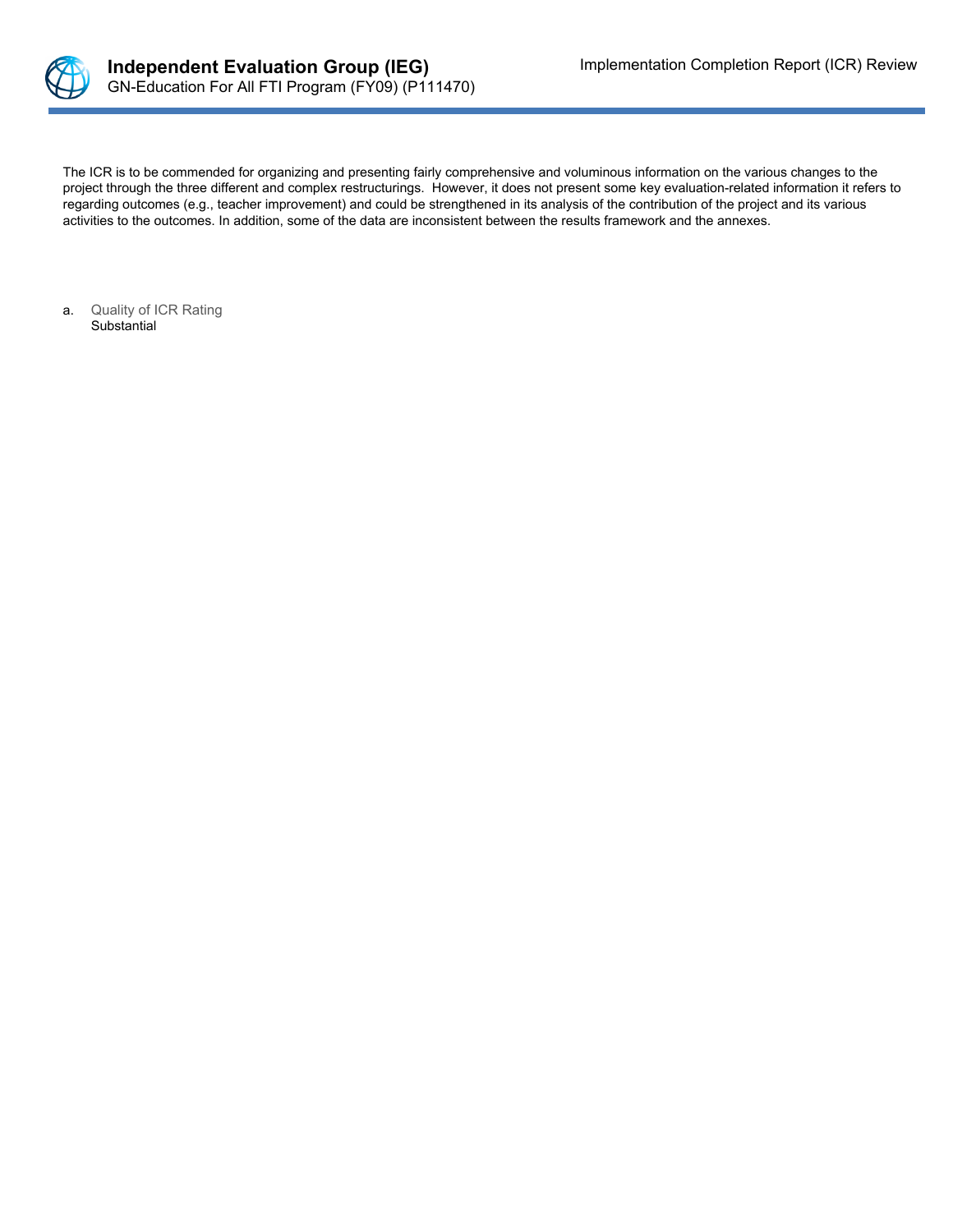The ICR is to be commended for organizing and presenting fairly comprehensive and voluminous information on the various changes to the project through the three different and complex restructurings. However, it does not present some key evaluation-related information it refers to regarding outcomes (e.g., teacher improvement) and could be strengthened in its analysis of the contribution of the project and its various activities to the outcomes. In addition, some of the data are inconsistent between the results framework and the annexes.

a. Quality of ICR Rating
Substantial